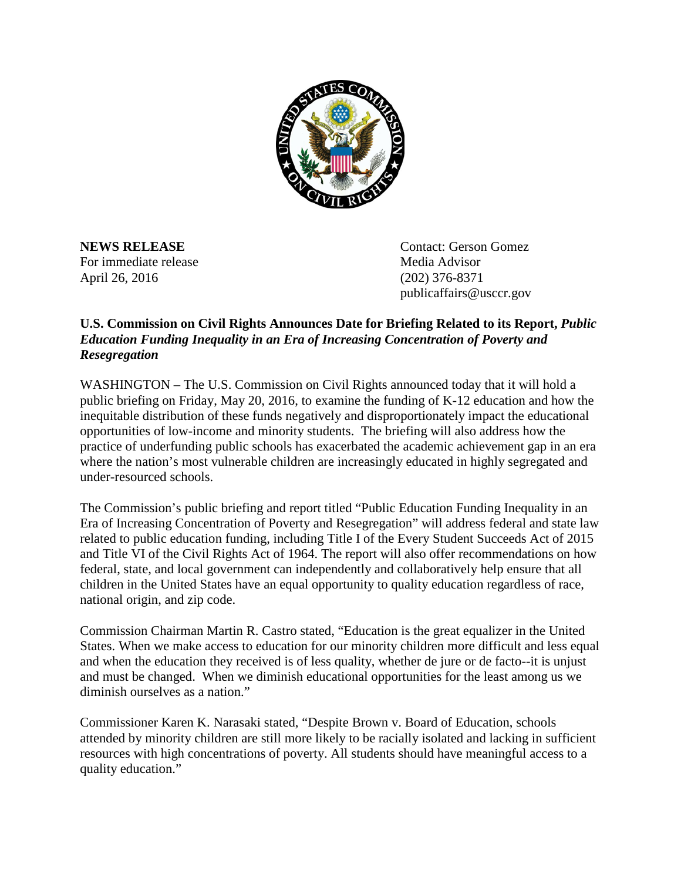**NEWS RELEASE**
For immediate release
April 26, 2016

Contact: Gerson Gomez
Media Advisor
(202) 376-8371
publicaffairs@usccr.gov

**U.S. Commission on Civil Rights Announces Date for Briefing Related to its Report, *Public Education Funding Inequality in an Era of Increasing Concentration of Poverty and Resegregation***

WASHINGTON – The U.S. Commission on Civil Rights announced today that it will hold a public briefing on Friday, May 20, 2016, to examine the funding of K-12 education and how the inequitable distribution of these funds negatively and disproportionately impact the educational opportunities of low-income and minority students. The briefing will also address how the practice of underfunding public schools has exacerbated the academic achievement gap in an era where the nation's most vulnerable children are increasingly educated in highly segregated and under-resourced schools.

The Commission's public briefing and report titled "Public Education Funding Inequality in an Era of Increasing Concentration of Poverty and Resegregation" will address federal and state law related to public education funding, including Title I of the Every Student Succeeds Act of 2015 and Title VI of the Civil Rights Act of 1964. The report will also offer recommendations on how federal, state, and local government can independently and collaboratively help ensure that all children in the United States have an equal opportunity to quality education regardless of race, national origin, and zip code.

Commission Chairman Martin R. Castro stated, "Education is the great equalizer in the United States. When we make access to education for our minority children more difficult and less equal and when the education they received is of less quality, whether de jure or de facto--it is unjust and must be changed. When we diminish educational opportunities for the least among us we diminish ourselves as a nation."

Commissioner Karen K. Narasaki stated, "Despite Brown v. Board of Education, schools attended by minority children are still more likely to be racially isolated and lacking in sufficient resources with high concentrations of poverty. All students should have meaningful access to a quality education."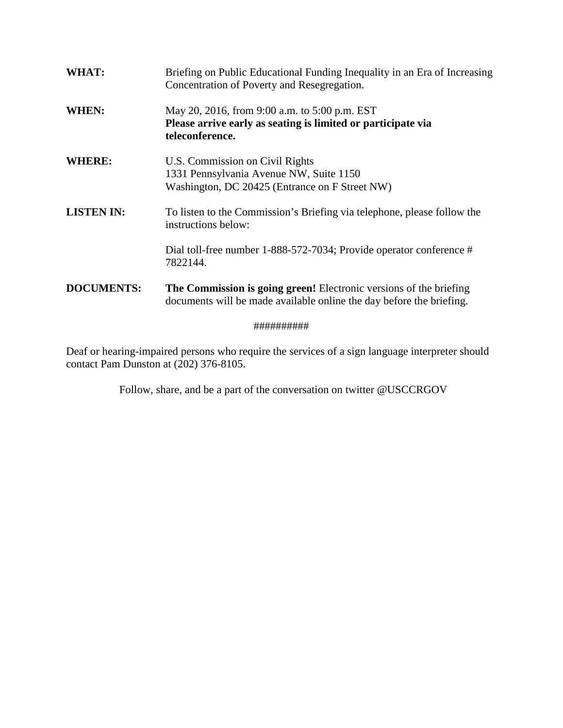**WHAT:** Briefing on Public Educational Funding Inequality in an Era of Increasing Concentration of Poverty and Resegregation.

**WHEN:** May 20, 2016, from 9:00 a.m. to 5:00 p.m. EST
**Please arrive early as seating is limited or participate via teleconference.**

**WHERE:** U.S. Commission on Civil Rights
1331 Pennsylvania Avenue NW, Suite 1150
Washington, DC 20425 (Entrance on F Street NW)

**LISTEN IN:** To listen to the Commission's Briefing via telephone, please follow the instructions below:

Dial toll-free number 1-888-572-7034; Provide operator conference # 7822144.

**DOCUMENTS:** **The Commission is going green!** Electronic versions of the briefing documents will be made available online the day before the briefing.

##########

Deaf or hearing-impaired persons who require the services of a sign language interpreter should contact Pam Dunston at (202) 376-8105.

Follow, share, and be a part of the conversation on twitter @USCCRGOV